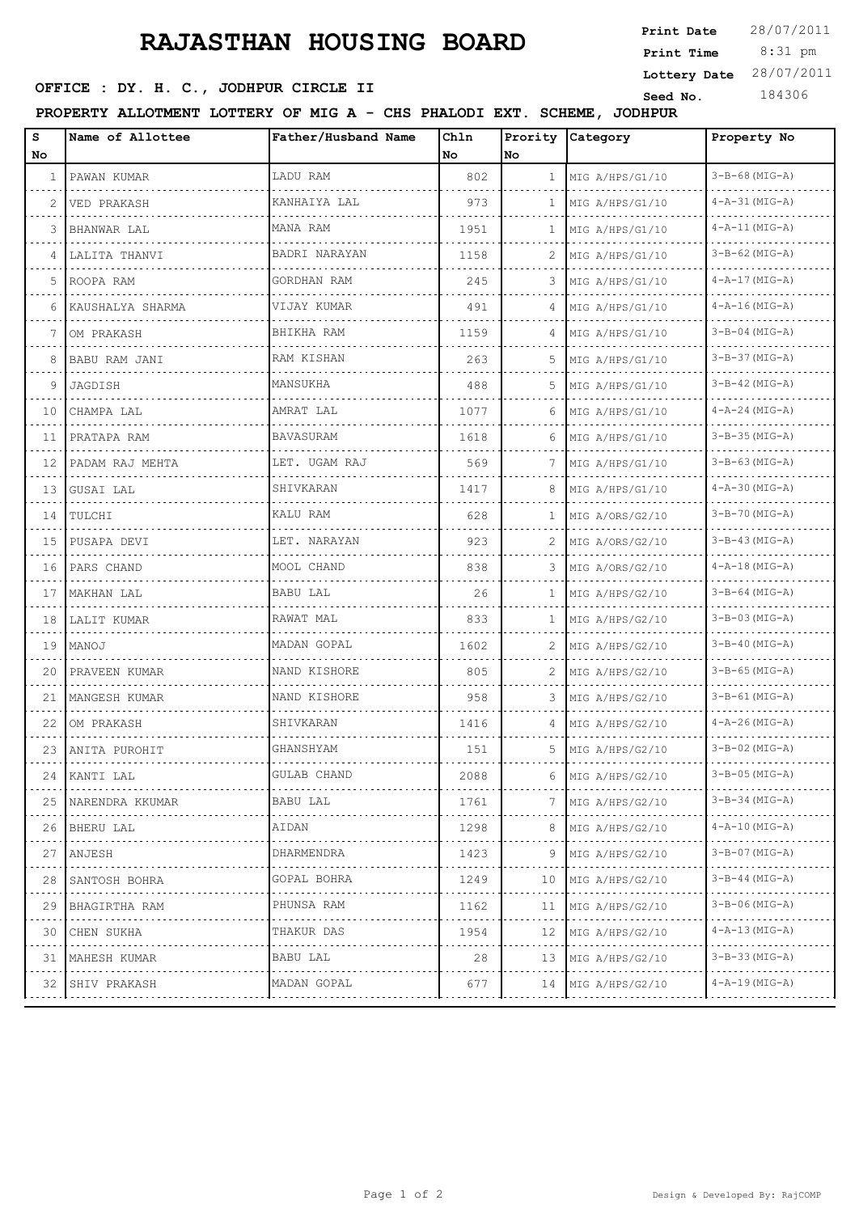# RAJASTHAN HOUSING BOARD

**Print Date** 28/07/2011
**Print Time** 8:31 pm
**Lottery Date** 28/07/2011
**Seed No.** 184306

**OFFICE : DY. H. C., JODHPUR CIRCLE II**

**PROPERTY ALLOTMENT LOTTERY OF MIG A - CHS PHALODI EXT. SCHEME, JODHPUR**

| S No | Name of Allottee | Father/Husband Name | Chln No | Prority No | Category | Property No |
|---|---|---|---|---|---|---|
| 1 | PAWAN KUMAR | LADU RAM | 802 | 1 | MIG A/HPS/G1/10 | 3-B-68(MIG-A) |
| 2 | VED PRAKASH | KANHAIYA LAL | 973 | 1 | MIG A/HPS/G1/10 | 4-A-31(MIG-A) |
| 3 | BHANWAR LAL | MANA RAM | 1951 | 1 | MIG A/HPS/G1/10 | 4-A-11(MIG-A) |
| 4 | LALITA THANVI | BADRI NARAYAN | 1158 | 2 | MIG A/HPS/G1/10 | 3-B-62(MIG-A) |
| 5 | ROOPA RAM | GORDHAN RAM | 245 | 3 | MIG A/HPS/G1/10 | 4-A-17(MIG-A) |
| 6 | KAUSHALYA SHARMA | VIJAY KUMAR | 491 | 4 | MIG A/HPS/G1/10 | 4-A-16(MIG-A) |
| 7 | OM PRAKASH | BHIKHA RAM | 1159 | 4 | MIG A/HPS/G1/10 | 3-B-04(MIG-A) |
| 8 | BABU RAM JANI | RAM KISHAN | 263 | 5 | MIG A/HPS/G1/10 | 3-B-37(MIG-A) |
| 9 | JAGDISH | MANSUKHA | 488 | 5 | MIG A/HPS/G1/10 | 3-B-42(MIG-A) |
| 10 | CHAMPA LAL | AMRAT LAL | 1077 | 6 | MIG A/HPS/G1/10 | 4-A-24(MIG-A) |
| 11 | PRATAPA RAM | BAVASURAM | 1618 | 6 | MIG A/HPS/G1/10 | 3-B-35(MIG-A) |
| 12 | PADAM RAJ MEHTA | LET. UGAM RAJ | 569 | 7 | MIG A/HPS/G1/10 | 3-B-63(MIG-A) |
| 13 | GUSAI LAL | SHIVKARAN | 1417 | 8 | MIG A/HPS/G1/10 | 4-A-30(MIG-A) |
| 14 | TULCHI | KALU RAM | 628 | 1 | MIG A/ORS/G2/10 | 3-B-70(MIG-A) |
| 15 | PUSAPA DEVI | LET. NARAYAN | 923 | 2 | MIG A/ORS/G2/10 | 3-B-43(MIG-A) |
| 16 | PARS CHAND | MOOL CHAND | 838 | 3 | MIG A/ORS/G2/10 | 4-A-18(MIG-A) |
| 17 | MAKHAN LAL | BABU LAL | 26 | 1 | MIG A/HPS/G2/10 | 3-B-64(MIG-A) |
| 18 | LALIT KUMAR | RAWAT MAL | 833 | 1 | MIG A/HPS/G2/10 | 3-B-03(MIG-A) |
| 19 | MANOJ | MADAN GOPAL | 1602 | 2 | MIG A/HPS/G2/10 | 3-B-40(MIG-A) |
| 20 | PRAVEEN KUMAR | NAND KISHORE | 805 | 2 | MIG A/HPS/G2/10 | 3-B-65(MIG-A) |
| 21 | MANGESH KUMAR | NAND KISHORE | 958 | 3 | MIG A/HPS/G2/10 | 3-B-61(MIG-A) |
| 22 | OM PRAKASH | SHIVKARAN | 1416 | 4 | MIG A/HPS/G2/10 | 4-A-26(MIG-A) |
| 23 | ANITA PUROHIT | GHANSHYAM | 151 | 5 | MIG A/HPS/G2/10 | 3-B-02(MIG-A) |
| 24 | KANTI LAL | GULAB CHAND | 2088 | 6 | MIG A/HPS/G2/10 | 3-B-05(MIG-A) |
| 25 | NARENDRA KKUMAR | BABU LAL | 1761 | 7 | MIG A/HPS/G2/10 | 3-B-34(MIG-A) |
| 26 | BHERU LAL | AIDAN | 1298 | 8 | MIG A/HPS/G2/10 | 4-A-10(MIG-A) |
| 27 | ANJESH | DHARMENDRA | 1423 | 9 | MIG A/HPS/G2/10 | 3-B-07(MIG-A) |
| 28 | SANTOSH BOHRA | GOPAL BOHRA | 1249 | 10 | MIG A/HPS/G2/10 | 3-B-44(MIG-A) |
| 29 | BHAGIRTHA RAM | PHUNSA RAM | 1162 | 11 | MIG A/HPS/G2/10 | 3-B-06(MIG-A) |
| 30 | CHEN SUKHA | THAKUR DAS | 1954 | 12 | MIG A/HPS/G2/10 | 4-A-13(MIG-A) |
| 31 | MAHESH KUMAR | BABU LAL | 28 | 13 | MIG A/HPS/G2/10 | 3-B-33(MIG-A) |
| 32 | SHIV PRAKASH | MADAN GOPAL | 677 | 14 | MIG A/HPS/G2/10 | 4-A-19(MIG-A) |

Design & Developed By: RajCOMP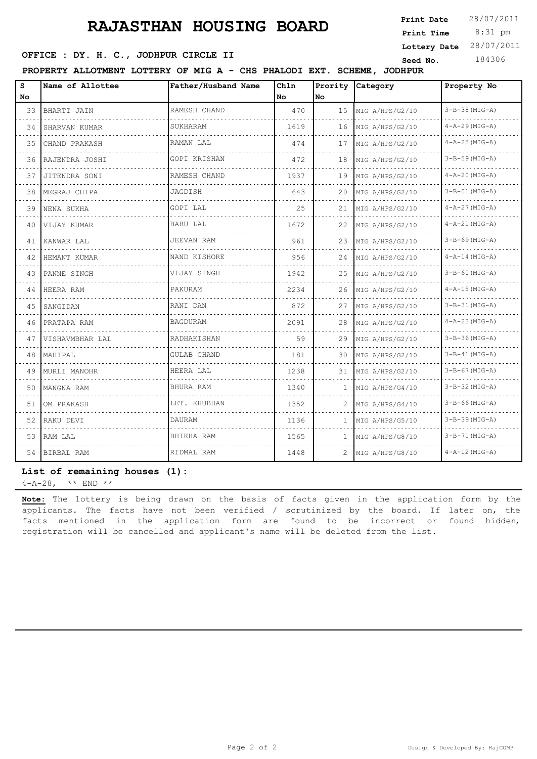# RAJASTHAN HOUSING BOARD

**Print Date** 28/07/2011
**Print Time** 8:31 pm
**Lottery Date** 28/07/2011
**Seed No.** 184306

**OFFICE : DY. H. C., JODHPUR CIRCLE II**

**PROPERTY ALLOTMENT LOTTERY OF MIG A - CHS PHALODI EXT. SCHEME, JODHPUR**

| S No | Name of Allottee | Father/Husband Name | Chln No | Prority No | Category | Property No |
|---|---|---|---|---|---|---|
| 33 | BHARTI JAIN | RAMESH CHAND | 470 | 15 | MIG A/HPS/G2/10 | 3-B-38(MIG-A) |
| 34 | SHARVAN KUMAR | SUKHARAM | 1619 | 16 | MIG A/HPS/G2/10 | 4-A-29(MIG-A) |
| 35 | CHAND PRAKASH | RAMAN LAL | 474 | 17 | MIG A/HPS/G2/10 | 4-A-25(MIG-A) |
| 36 | RAJENDRA JOSHI | GOPI KRISHAN | 472 | 18 | MIG A/HPS/G2/10 | 3-B-59(MIG-A) |
| 37 | JITENDRA SONI | RAMESH CHAND | 1937 | 19 | MIG A/HPS/G2/10 | 4-A-20(MIG-A) |
| 38 | MEGRAJ CHIPA | JAGDISH | 643 | 20 | MIG A/HPS/G2/10 | 3-B-01(MIG-A) |
| 39 | NENA SUKHA | GOPI LAL | 25 | 21 | MIG A/HPS/G2/10 | 4-A-27(MIG-A) |
| 40 | VIJAY KUMAR | BABU LAL | 1672 | 22 | MIG A/HPS/G2/10 | 4-A-21(MIG-A) |
| 41 | KANWAR LAL | JEEVAN RAM | 961 | 23 | MIG A/HPS/G2/10 | 3-B-69(MIG-A) |
| 42 | HEMANT KUMAR | NAND KISHORE | 956 | 24 | MIG A/HPS/G2/10 | 4-A-14(MIG-A) |
| 43 | PANNE SINGH | VIJAY SINGH | 1942 | 25 | MIG A/HPS/G2/10 | 3-B-60(MIG-A) |
| 44 | HEERA RAM | PAKURAM | 2234 | 26 | MIG A/HPS/G2/10 | 4-A-15(MIG-A) |
| 45 | SANGIDAN | RANI DAN | 872 | 27 | MIG A/HPS/G2/10 | 3-B-31(MIG-A) |
| 46 | PRATAPA RAM | BAGDURAM | 2091 | 28 | MIG A/HPS/G2/10 | 4-A-23(MIG-A) |
| 47 | VISHAVMBHAR LAL | RADHAKISHAN | 59 | 29 | MIG A/HPS/G2/10 | 3-B-36(MIG-A) |
| 48 | MAHIPAL | GULAB CHAND | 181 | 30 | MIG A/HPS/G2/10 | 3-B-41(MIG-A) |
| 49 | MURLI MANOHR | HEERA LAL | 1238 | 31 | MIG A/HPS/G2/10 | 3-B-67(MIG-A) |
| 50 | MANGNA RAM | BHURA RAM | 1340 | 1 | MIG A/HPS/G4/10 | 3-B-32(MIG-A) |
| 51 | OM PRAKASH | LET. KHUBHAN | 1352 | 2 | MIG A/HPS/G4/10 | 3-B-66(MIG-A) |
| 52 | RAKU DEVI | DAURAM | 1136 | 1 | MIG A/HPS/G5/10 | 3-B-39(MIG-A) |
| 53 | RAM LAL | BHIKHA RAM | 1565 | 1 | MIG A/HPS/G8/10 | 3-B-71(MIG-A) |
| 54 | BIRBAL RAM | RIDMAL RAM | 1448 | 2 | MIG A/HPS/G8/10 | 4-A-12(MIG-A) |

**List of remaining houses (1):**

4-A-28, ** END **

**Note:** The lottery is being drawn on the basis of facts given in the application form by the applicants. The facts have not been verified / scrutinized by the board. If later on, the facts mentioned in the application form are found to be incorrect or found hidden, registration will be cancelled and applicant's name will be deleted from the list.

Design & Developed By: RajCOMP